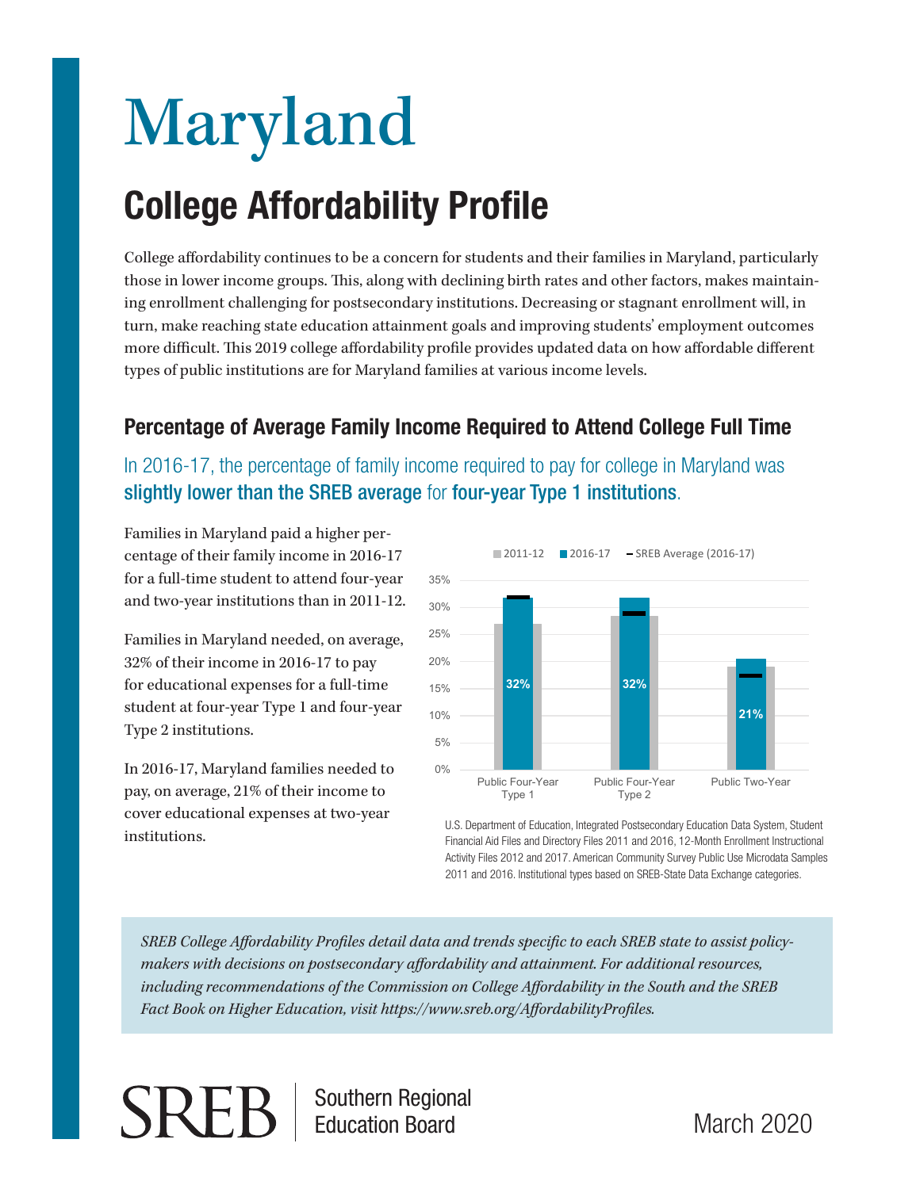# Maryland

## College Affordability Profile

College affordability continues to be a concern for students and their families in Maryland, particularly those in lower income groups. This, along with declining birth rates and other factors, makes maintaining enrollment challenging for postsecondary institutions. Decreasing or stagnant enrollment will, in turn, make reaching state education attainment goals and improving students' employment outcomes more difficult. This 2019 college affordability profile provides updated data on how affordable different types of public institutions are for Maryland families at various income levels.

### Percentage of Average Family Income Required to Attend College Full Time

In 2016-17, the percentage of family income required to pay for college in Maryland was **slightly lower than the SREB average** for **four-year Type 1 institutions**.

Families in Maryland paid a higher percentage of their family income in 2016-17 for a full-time student to attend four-year and two-year institutions than in 2011-12.

Families in Maryland needed, on average, 32% of their income in 2016-17 to pay for educational expenses for a full-time student at four-year Type 1 and four-year Type 2 institutions.

In 2016-17, Maryland families needed to pay, on average, 21% of their income to cover educational expenses at two-year institutions.

| | 2016-17 |
|---|---|
| Public Four-Year Type 1 | 32% |
| Public Four-Year Type 2 | 32% |
| Public Two-Year | 21% |

U.S. Department of Education, Integrated Postsecondary Education Data System, Student Financial Aid Files and Directory Files 2011 and 2016, 12-Month Enrollment Instructional Activity Files 2012 and 2017. American Community Survey Public Use Microdata Samples 2011 and 2016. Institutional types based on SREB-State Data Exchange categories.

*SREB College Affordability Profiles detail data and trends specific to each SREB state to assist policymakers with decisions on postsecondary affordability and attainment. For additional resources, including recommendations of the Commission on College Affordability in the South and the SREB Fact Book on Higher Education, visit https://www.sreb.org/AffordabilityProfiles.*

SREB | Southern Regional Education Board

March 2020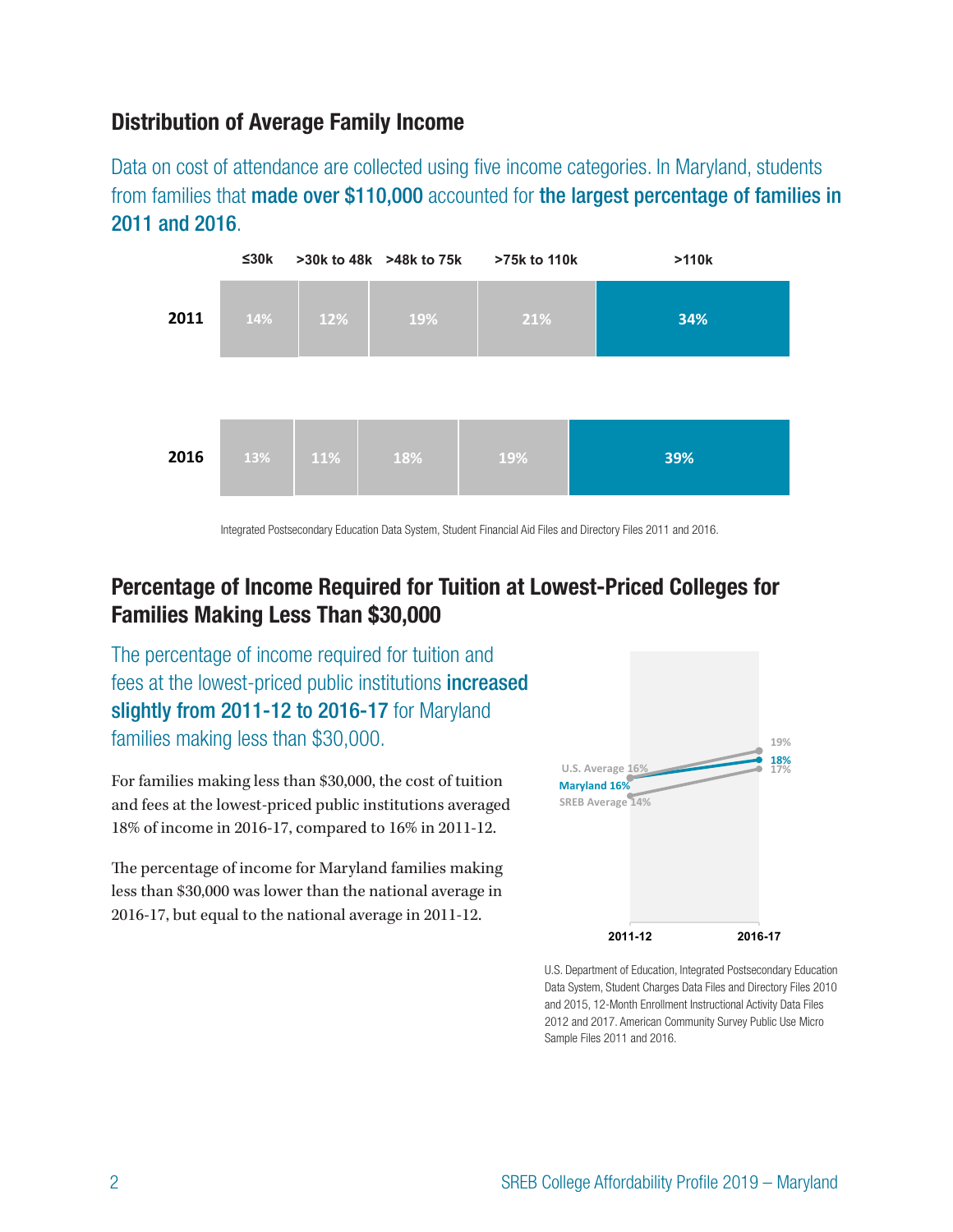## Distribution of Average Family Income

Data on cost of attendance are collected using five income categories. In Maryland, students from families that **made over $110,000** accounted for **the largest percentage of families in 2011 and 2016**.

| | ≤30k | >30k to 48k | >48k to 75k | >75k to 110k | >110k |
|---|---|---|---|---|---|
| 2011 | 14% | 12% | 19% | 21% | 34% |
| 2016 | 13% | 11% | 18% | 19% | 39% |

Integrated Postsecondary Education Data System, Student Financial Aid Files and Directory Files 2011 and 2016.

## Percentage of Income Required for Tuition at Lowest-Priced Colleges for Families Making Less Than $30,000

The percentage of income required for tuition and fees at the lowest-priced public institutions **increased slightly from 2011-12 to 2016-17** for Maryland families making less than $30,000.

For families making less than $30,000, the cost of tuition and fees at the lowest-priced public institutions averaged 18% of income in 2016-17, compared to 16% in 2011-12.

The percentage of income for Maryland families making less than $30,000 was lower than the national average in 2016-17, but equal to the national average in 2011-12.

| | 2011-12 | 2016-17 |
|---|---|---|
| U.S. Average | 16% | 19% |
| Maryland | 16% | 18% |
| SREB Average | 14% | 17% |

U.S. Department of Education, Integrated Postsecondary Education Data System, Student Charges Data Files and Directory Files 2010 and 2015, 12-Month Enrollment Instructional Activity Data Files 2012 and 2017. American Community Survey Public Use Micro Sample Files 2011 and 2016.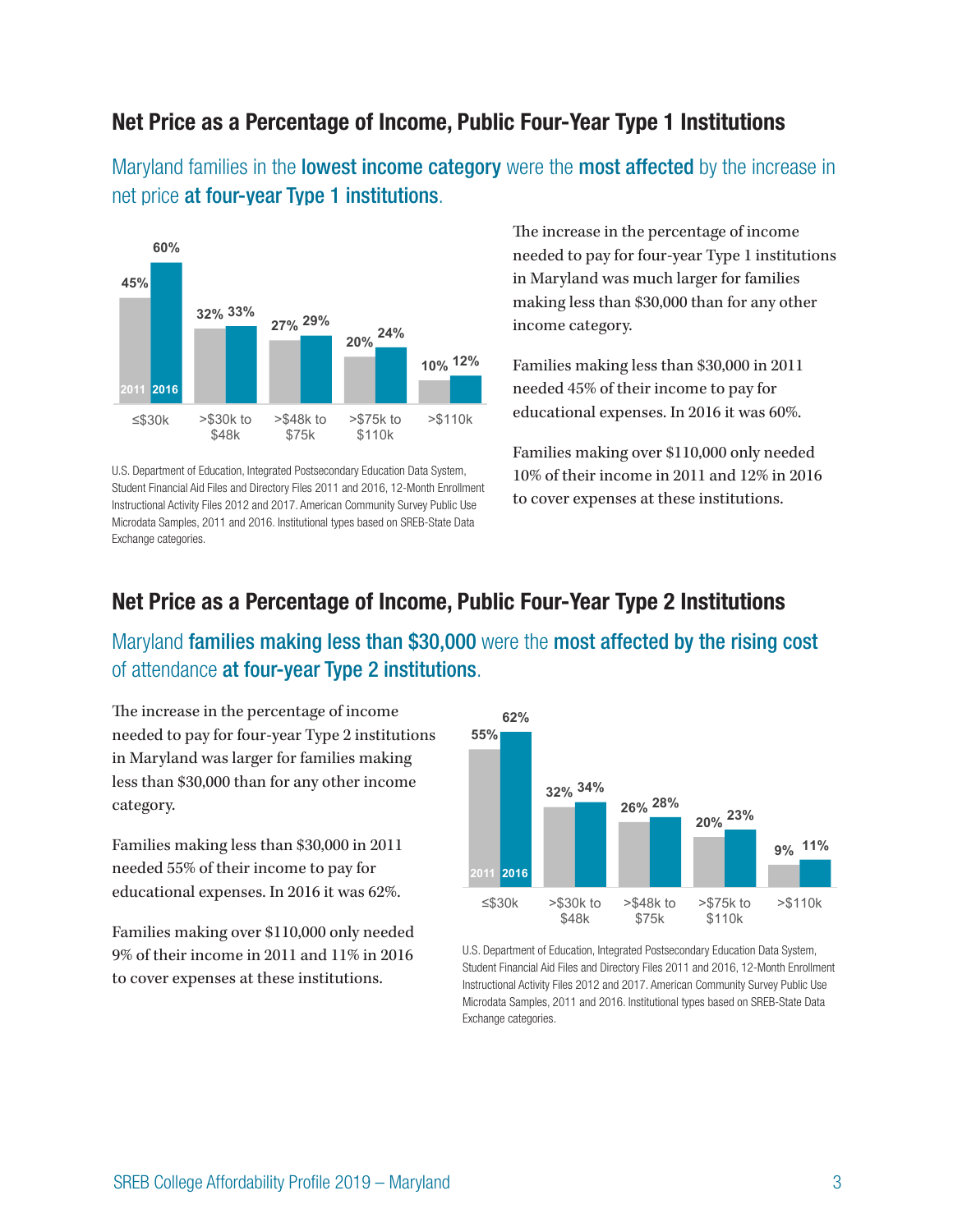## Net Price as a Percentage of Income, Public Four-Year Type 1 Institutions

Maryland families in the **lowest income category** were the **most affected** by the increase in net price **at four-year Type 1 institutions**.

| Income | 2011 | 2016 |
| --- | --- | --- |
| ≤$30k | 45% | 60% |
| >$30k to $48k | 32% | 33% |
| >$48k to $75k | 27% | 29% |
| >$75k to $110k | 20% | 24% |
| >$110k | 10% | 12% |

U.S. Department of Education, Integrated Postsecondary Education Data System, Student Financial Aid Files and Directory Files 2011 and 2016, 12-Month Enrollment Instructional Activity Files 2012 and 2017. American Community Survey Public Use Microdata Samples, 2011 and 2016. Institutional types based on SREB-State Data Exchange categories.

The increase in the percentage of income needed to pay for four-year Type 1 institutions in Maryland was much larger for families making less than $30,000 than for any other income category.

Families making less than $30,000 in 2011 needed 45% of their income to pay for educational expenses. In 2016 it was 60%.

Families making over $110,000 only needed 10% of their income in 2011 and 12% in 2016 to cover expenses at these institutions.

## Net Price as a Percentage of Income, Public Four-Year Type 2 Institutions

Maryland **families making less than $30,000** were the **most affected by the rising cost** of attendance **at four-year Type 2 institutions**.

The increase in the percentage of income needed to pay for four-year Type 2 institutions in Maryland was larger for families making less than $30,000 than for any other income category.

Families making less than $30,000 in 2011 needed 55% of their income to pay for educational expenses. In 2016 it was 62%.

Families making over $110,000 only needed 9% of their income in 2011 and 11% in 2016 to cover expenses at these institutions.

| Income | 2011 | 2016 |
| --- | --- | --- |
| ≤$30k | 55% | 62% |
| >$30k to $48k | 32% | 34% |
| >$48k to $75k | 26% | 28% |
| >$75k to $110k | 20% | 23% |
| >$110k | 9% | 11% |

U.S. Department of Education, Integrated Postsecondary Education Data System, Student Financial Aid Files and Directory Files 2011 and 2016, 12-Month Enrollment Instructional Activity Files 2012 and 2017. American Community Survey Public Use Microdata Samples, 2011 and 2016. Institutional types based on SREB-State Data Exchange categories.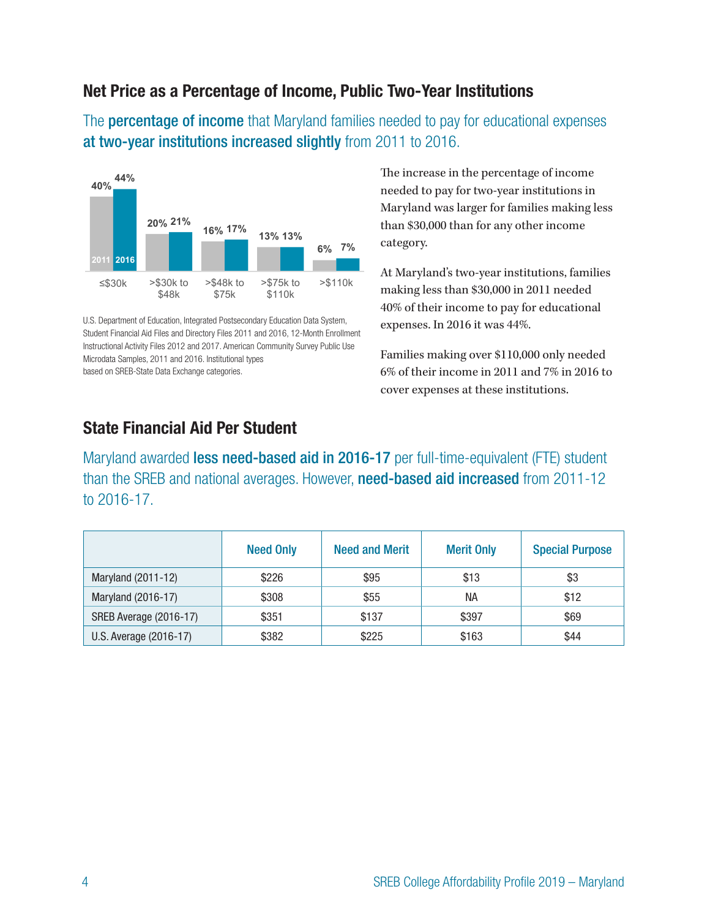## Net Price as a Percentage of Income, Public Two-Year Institutions

The **percentage of income** that Maryland families needed to pay for educational expenses **at two-year institutions increased slightly** from 2011 to 2016.

| | ≤$30k | >$30k to $48k | >$48k to $75k | >$75k to $110k | >$110k |
|---|---|---|---|---|---|
| 2011 | 40% | 20% | 16% | 13% | 6% |
| 2016 | 44% | 21% | 17% | 13% | 7% |

U.S. Department of Education, Integrated Postsecondary Education Data System, Student Financial Aid Files and Directory Files 2011 and 2016, 12-Month Enrollment Instructional Activity Files 2012 and 2017. American Community Survey Public Use Microdata Samples, 2011 and 2016. Institutional types based on SREB-State Data Exchange categories.

The increase in the percentage of income needed to pay for two-year institutions in Maryland was larger for families making less than $30,000 than for any other income category.

At Maryland's two-year institutions, families making less than $30,000 in 2011 needed 40% of their income to pay for educational expenses. In 2016 it was 44%.

Families making over $110,000 only needed 6% of their income in 2011 and 7% in 2016 to cover expenses at these institutions.

## State Financial Aid Per Student

Maryland awarded **less need-based aid in 2016-17** per full-time-equivalent (FTE) student than the SREB and national averages. However, **need-based aid increased** from 2011-12 to 2016-17.

| | Need Only | Need and Merit | Merit Only | Special Purpose |
|---|---|---|---|---|
| Maryland (2011-12) | $226 | $95 | $13 | $3 |
| Maryland (2016-17) | $308 | $55 | NA | $12 |
| SREB Average (2016-17) | $351 | $137 | $397 | $69 |
| U.S. Average (2016-17) | $382 | $225 | $163 | $44 |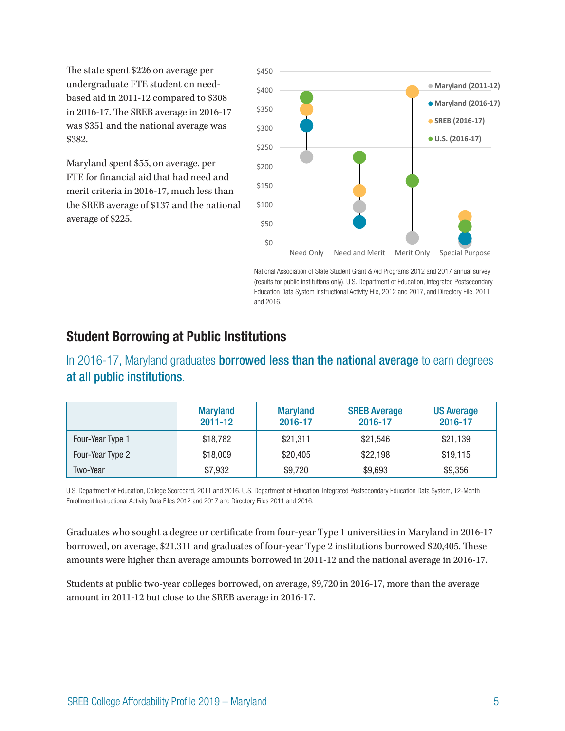The state spent $226 on average per undergraduate FTE student on need-based aid in 2011-12 compared to $308 in 2016-17. The SREB average in 2016-17 was $351 and the national average was $382.

Maryland spent $55, on average, per FTE for financial aid that had need and merit criteria in 2016-17, much less than the SREB average of $137 and the national average of $225.

National Association of State Student Grant & Aid Programs 2012 and 2017 annual survey (results for public institutions only). U.S. Department of Education, Integrated Postsecondary Education Data System Instructional Activity File, 2012 and 2017, and Directory File, 2011 and 2016.

## Student Borrowing at Public Institutions

### In 2016-17, Maryland graduates **borrowed less than the national average** to earn degrees **at all public institutions**.

| | Maryland 2011-12 | Maryland 2016-17 | SREB Average 2016-17 | US Average 2016-17 |
|---|---|---|---|---|
| Four-Year Type 1 | $18,782 | $21,311 | $21,546 | $21,139 |
| Four-Year Type 2 | $18,009 | $20,405 | $22,198 | $19,115 |
| Two-Year | $7,932 | $9,720 | $9,693 | $9,356 |

U.S. Department of Education, College Scorecard, 2011 and 2016. U.S. Department of Education, Integrated Postsecondary Education Data System, 12-Month Enrollment Instructional Activity Data Files 2012 and 2017 and Directory Files 2011 and 2016.

Graduates who sought a degree or certificate from four-year Type 1 universities in Maryland in 2016-17 borrowed, on average, $21,311 and graduates of four-year Type 2 institutions borrowed $20,405. These amounts were higher than average amounts borrowed in 2011-12 and the national average in 2016-17.

Students at public two-year colleges borrowed, on average, $9,720 in 2016-17, more than the average amount in 2011-12 but close to the SREB average in 2016-17.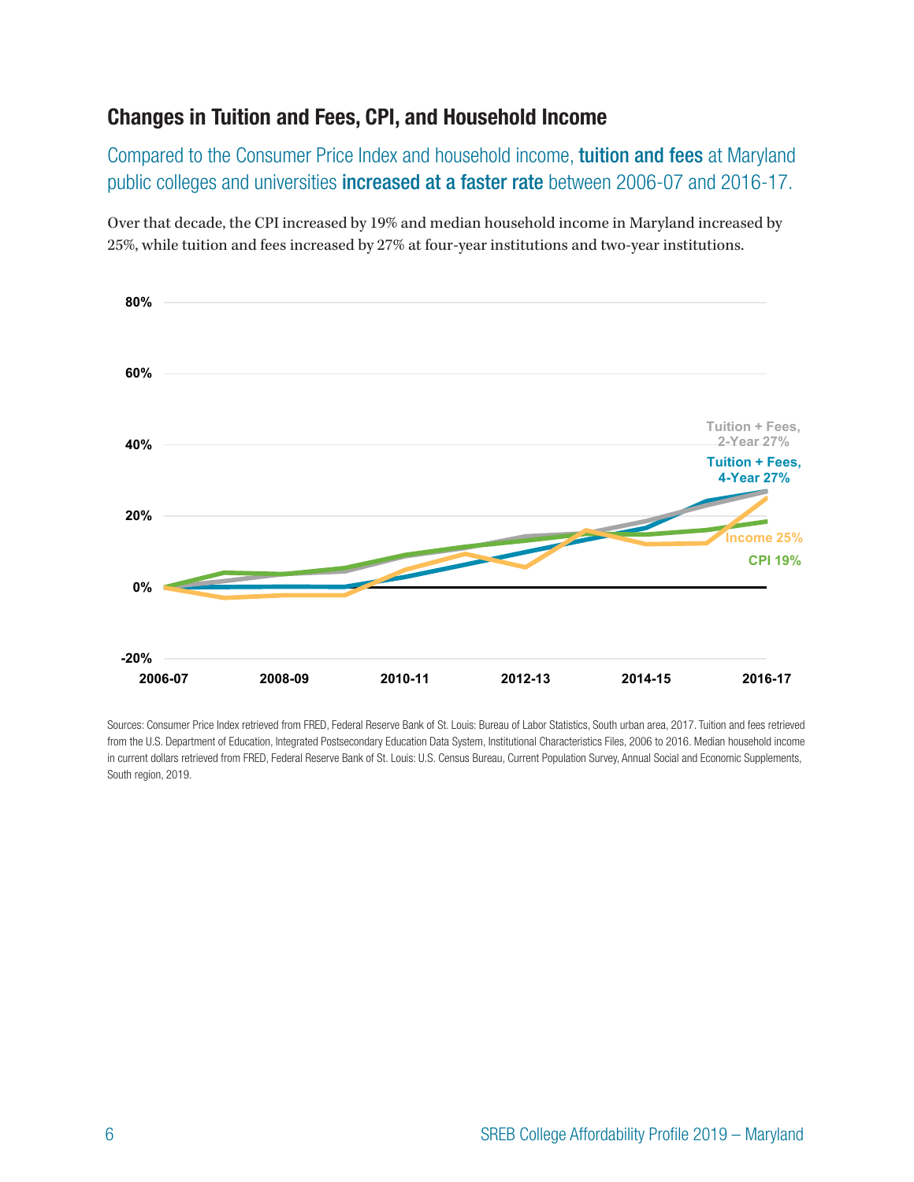## Changes in Tuition and Fees, CPI, and Household Income

Compared to the Consumer Price Index and household income, **tuition and fees** at Maryland public colleges and universities **increased at a faster rate** between 2006-07 and 2016-17.

Over that decade, the CPI increased by 19% and median household income in Maryland increased by 25%, while tuition and fees increased by 27% at four-year institutions and two-year institutions.

Tuition + Fees, 2-Year 27%

Tuition + Fees, 4-Year 27%

Income 25%

CPI 19%

80%

60%

40%

20%

0%

-20%

2006-07 | 2008-09 | 2010-11 | 2012-13 | 2014-15 | 2016-17

Sources: Consumer Price Index retrieved from FRED, Federal Reserve Bank of St. Louis: Bureau of Labor Statistics, South urban area, 2017. Tuition and fees retrieved from the U.S. Department of Education, Integrated Postsecondary Education Data System, Institutional Characteristics Files, 2006 to 2016. Median household income in current dollars retrieved from FRED, Federal Reserve Bank of St. Louis: U.S. Census Bureau, Current Population Survey, Annual Social and Economic Supplements, South region, 2019.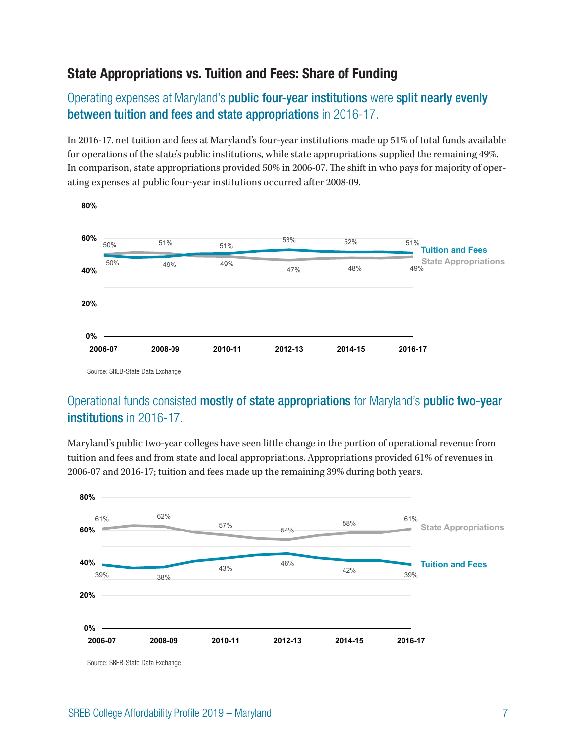## State Appropriations vs. Tuition and Fees: Share of Funding

### Operating expenses at Maryland's **public four-year institutions** were **split nearly evenly between tuition and fees and state appropriations** in 2016-17.

In 2016-17, net tuition and fees at Maryland's four-year institutions made up 51% of total funds available for operations of the state's public institutions, while state appropriations supplied the remaining 49%. In comparison, state appropriations provided 50% in 2006-07. The shift in who pays for majority of operating expenses at public four-year institutions occurred after 2008-09.

| | 2006-07 | 2008-09 | 2010-11 | 2012-13 | 2014-15 | 2016-17 |
|---|---|---|---|---|---|---|
| Tuition and Fees | 50% | 49% | 51% | 53% | 52% | 51% |
| State Appropriations | 50% | 51% | 49% | 47% | 48% | 49% |

Source: SREB-State Data Exchange

### Operational funds consisted **mostly of state appropriations** for Maryland's **public two-year institutions** in 2016-17.

Maryland's public two-year colleges have seen little change in the portion of operational revenue from tuition and fees and from state and local appropriations. Appropriations provided 61% of revenues in 2006-07 and 2016-17; tuition and fees made up the remaining 39% during both years.

| | 2006-07 | 2008-09 | 2010-11 | 2012-13 | 2014-15 | 2016-17 |
|---|---|---|---|---|---|---|
| State Appropriations | 61% | 62% | 57% | 54% | 58% | 61% |
| Tuition and Fees | 39% | 38% | 43% | 46% | 42% | 39% |

Source: SREB-State Data Exchange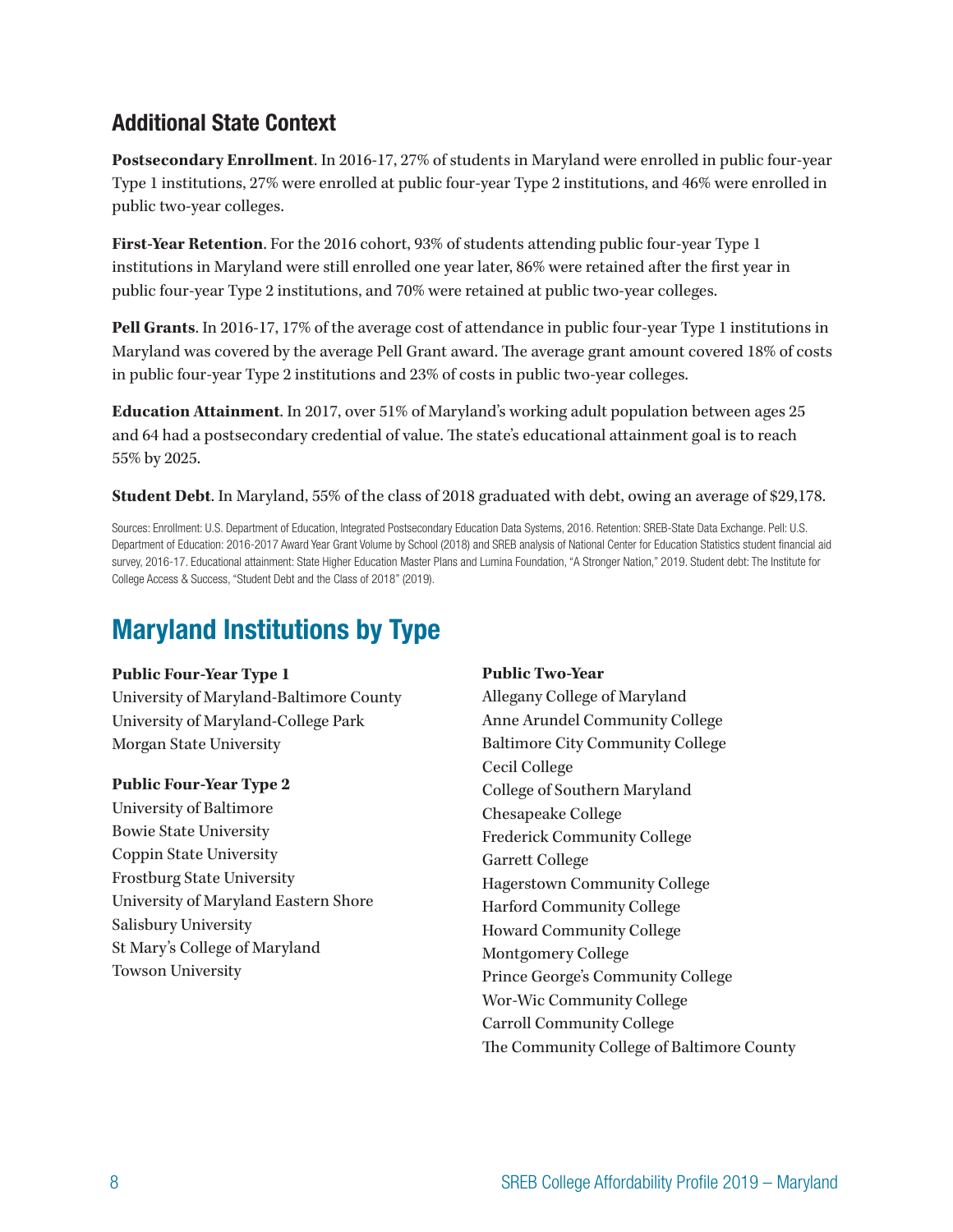## Additional State Context

**Postsecondary Enrollment**. In 2016-17, 27% of students in Maryland were enrolled in public four-year Type 1 institutions, 27% were enrolled at public four-year Type 2 institutions, and 46% were enrolled in public two-year colleges.

**First-Year Retention**. For the 2016 cohort, 93% of students attending public four-year Type 1 institutions in Maryland were still enrolled one year later, 86% were retained after the first year in public four-year Type 2 institutions, and 70% were retained at public two-year colleges.

**Pell Grants**. In 2016-17, 17% of the average cost of attendance in public four-year Type 1 institutions in Maryland was covered by the average Pell Grant award. The average grant amount covered 18% of costs in public four-year Type 2 institutions and 23% of costs in public two-year colleges.

**Education Attainment**. In 2017, over 51% of Maryland's working adult population between ages 25 and 64 had a postsecondary credential of value. The state's educational attainment goal is to reach 55% by 2025.

**Student Debt**. In Maryland, 55% of the class of 2018 graduated with debt, owing an average of $29,178.

Sources: Enrollment: U.S. Department of Education, Integrated Postsecondary Education Data Systems, 2016. Retention: SREB-State Data Exchange. Pell: U.S. Department of Education: 2016-2017 Award Year Grant Volume by School (2018) and SREB analysis of National Center for Education Statistics student financial aid survey, 2016-17. Educational attainment: State Higher Education Master Plans and Lumina Foundation, "A Stronger Nation," 2019. Student debt: The Institute for College Access & Success, "Student Debt and the Class of 2018" (2019).

# Maryland Institutions by Type

**Public Four-Year Type 1**

University of Maryland-Baltimore County
University of Maryland-College Park
Morgan State University

**Public Four-Year Type 2**

University of Baltimore
Bowie State University
Coppin State University
Frostburg State University
University of Maryland Eastern Shore
Salisbury University
St Mary's College of Maryland
Towson University

**Public Two-Year**

Allegany College of Maryland
Anne Arundel Community College
Baltimore City Community College
Cecil College
College of Southern Maryland
Chesapeake College
Frederick Community College
Garrett College
Hagerstown Community College
Harford Community College
Howard Community College
Montgomery College
Prince George's Community College
Wor-Wic Community College
Carroll Community College
The Community College of Baltimore County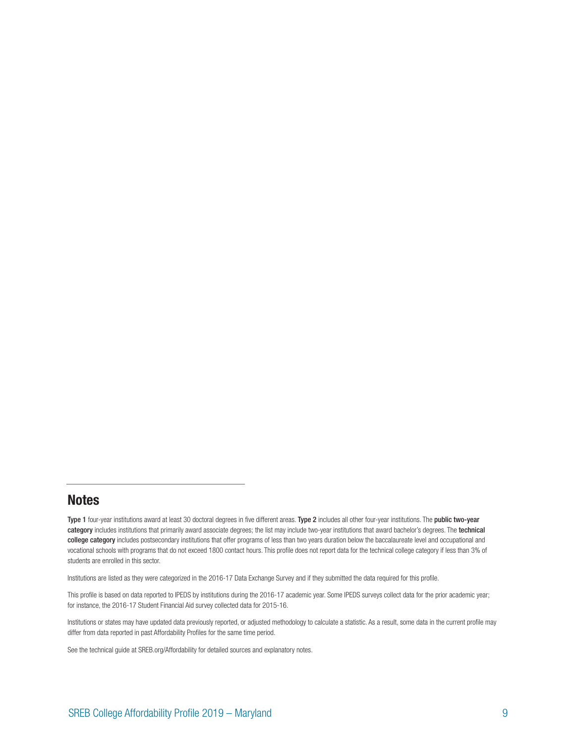## Notes

**Type 1** four-year institutions award at least 30 doctoral degrees in five different areas. **Type 2** includes all other four-year institutions. The **public two-year category** includes institutions that primarily award associate degrees; the list may include two-year institutions that award bachelor's degrees. The **technical college category** includes postsecondary institutions that offer programs of less than two years duration below the baccalaureate level and occupational and vocational schools with programs that do not exceed 1800 contact hours. This profile does not report data for the technical college category if less than 3% of students are enrolled in this sector.

Institutions are listed as they were categorized in the 2016-17 Data Exchange Survey and if they submitted the data required for this profile.

This profile is based on data reported to IPEDS by institutions during the 2016-17 academic year. Some IPEDS surveys collect data for the prior academic year; for instance, the 2016-17 Student Financial Aid survey collected data for 2015-16.

Institutions or states may have updated data previously reported, or adjusted methodology to calculate a statistic. As a result, some data in the current profile may differ from data reported in past Affordability Profiles for the same time period.

See the technical guide at SREB.org/Affordability for detailed sources and explanatory notes.